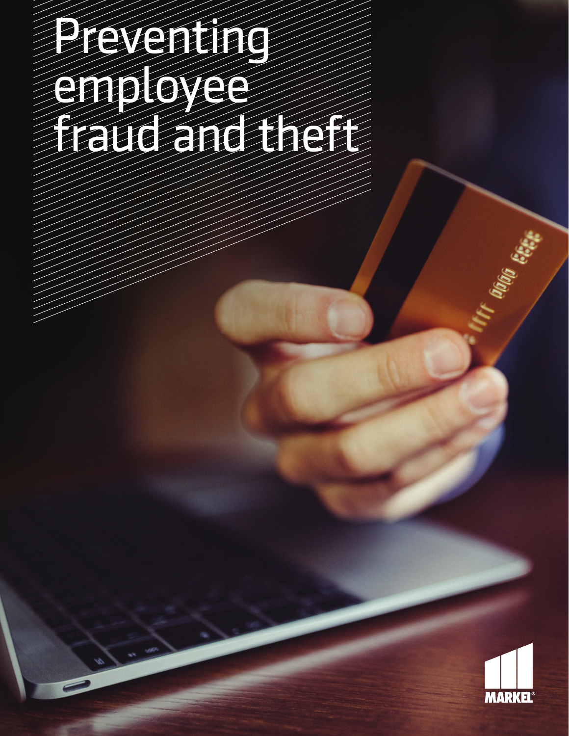# Preventing employee fraud and theft

MARKEL®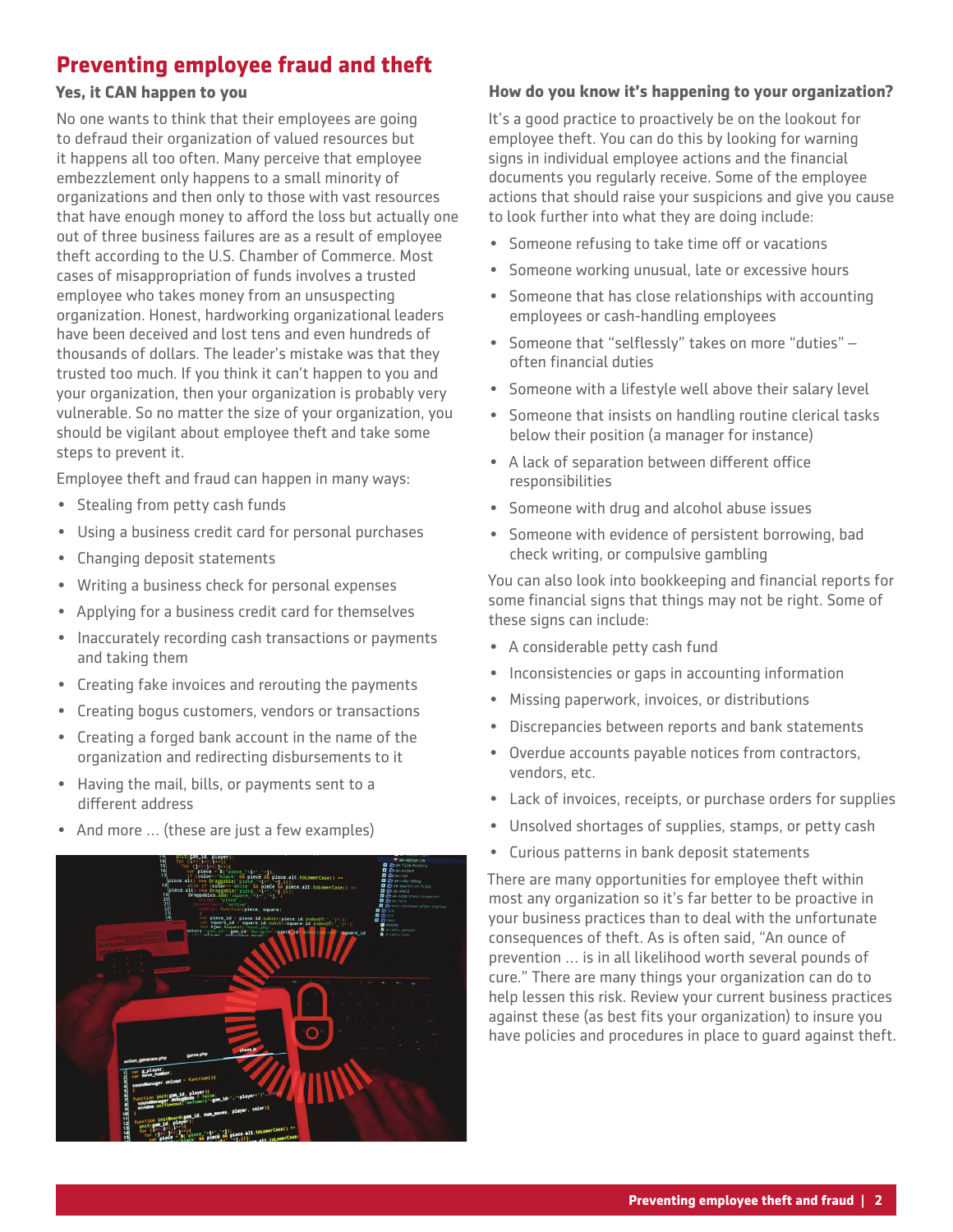# Preventing employee fraud and theft

## Yes, it CAN happen to you

No one wants to think that their employees are going to defraud their organization of valued resources but it happens all too often. Many perceive that employee embezzlement only happens to a small minority of organizations and then only to those with vast resources that have enough money to afford the loss but actually one out of three business failures are as a result of employee theft according to the U.S. Chamber of Commerce. Most cases of misappropriation of funds involves a trusted employee who takes money from an unsuspecting organization. Honest, hardworking organizational leaders have been deceived and lost tens and even hundreds of thousands of dollars. The leader's mistake was that they trusted too much. If you think it can't happen to you and your organization, then your organization is probably very vulnerable. So no matter the size of your organization, you should be vigilant about employee theft and take some steps to prevent it.

Employee theft and fraud can happen in many ways:

- Stealing from petty cash funds
- Using a business credit card for personal purchases
- Changing deposit statements
- Writing a business check for personal expenses
- Applying for a business credit card for themselves
- Inaccurately recording cash transactions or payments and taking them
- Creating fake invoices and rerouting the payments
- Creating bogus customers, vendors or transactions
- Creating a forged bank account in the name of the organization and redirecting disbursements to it
- Having the mail, bills, or payments sent to a different address
- And more … (these are just a few examples)

## How do you know it's happening to your organization?

It's a good practice to proactively be on the lookout for employee theft. You can do this by looking for warning signs in individual employee actions and the financial documents you regularly receive. Some of the employee actions that should raise your suspicions and give you cause to look further into what they are doing include:

- Someone refusing to take time off or vacations
- Someone working unusual, late or excessive hours
- Someone that has close relationships with accounting employees or cash-handling employees
- Someone that "selflessly" takes on more "duties" – often financial duties
- Someone with a lifestyle well above their salary level
- Someone that insists on handling routine clerical tasks below their position (a manager for instance)
- A lack of separation between different office responsibilities
- Someone with drug and alcohol abuse issues
- Someone with evidence of persistent borrowing, bad check writing, or compulsive gambling

You can also look into bookkeeping and financial reports for some financial signs that things may not be right. Some of these signs can include:

- A considerable petty cash fund
- Inconsistencies or gaps in accounting information
- Missing paperwork, invoices, or distributions
- Discrepancies between reports and bank statements
- Overdue accounts payable notices from contractors, vendors, etc.
- Lack of invoices, receipts, or purchase orders for supplies
- Unsolved shortages of supplies, stamps, or petty cash
- Curious patterns in bank deposit statements

There are many opportunities for employee theft within most any organization so it's far better to be proactive in your business practices than to deal with the unfortunate consequences of theft. As is often said, "An ounce of prevention … is in all likelihood worth several pounds of cure." There are many things your organization can do to help lessen this risk. Review your current business practices against these (as best fits your organization) to insure you have policies and procedures in place to guard against theft.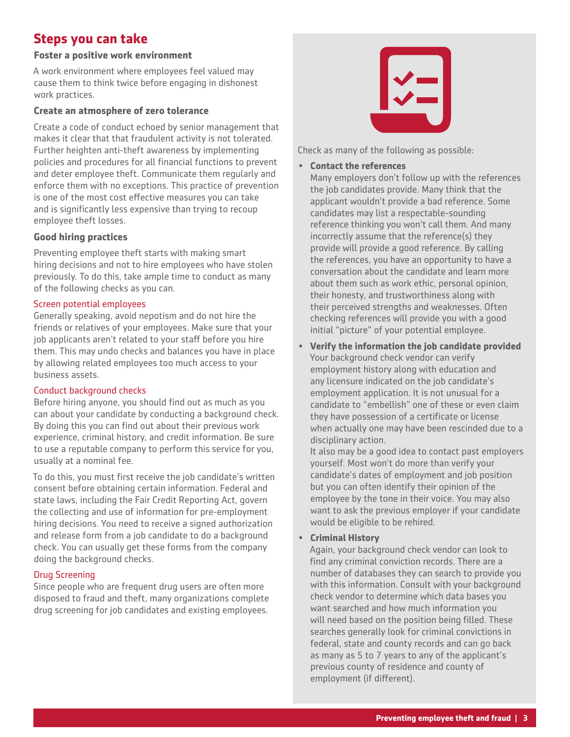## Steps you can take

### Foster a positive work environment

A work environment where employees feel valued may cause them to think twice before engaging in dishonest work practices.

### Create an atmosphere of zero tolerance

Create a code of conduct echoed by senior management that makes it clear that that fraudulent activity is not tolerated. Further heighten anti-theft awareness by implementing policies and procedures for all financial functions to prevent and deter employee theft. Communicate them regularly and enforce them with no exceptions. This practice of prevention is one of the most cost effective measures you can take and is significantly less expensive than trying to recoup employee theft losses.

### Good hiring practices

Preventing employee theft starts with making smart hiring decisions and not to hire employees who have stolen previously. To do this, take ample time to conduct as many of the following checks as you can.

#### Screen potential employees

Generally speaking, avoid nepotism and do not hire the friends or relatives of your employees. Make sure that your job applicants aren't related to your staff before you hire them. This may undo checks and balances you have in place by allowing related employees too much access to your business assets.

#### Conduct background checks

Before hiring anyone, you should find out as much as you can about your candidate by conducting a background check. By doing this you can find out about their previous work experience, criminal history, and credit information. Be sure to use a reputable company to perform this service for you, usually at a nominal fee.

To do this, you must first receive the job candidate's written consent before obtaining certain information. Federal and state laws, including the Fair Credit Reporting Act, govern the collecting and use of information for pre-employment hiring decisions. You need to receive a signed authorization and release form from a job candidate to do a background check. You can usually get these forms from the company doing the background checks.

#### Drug Screening

Since people who are frequent drug users are often more disposed to fraud and theft, many organizations complete drug screening for job candidates and existing employees.

Check as many of the following as possible:

- **Contact the references**
  Many employers don't follow up with the references the job candidates provide. Many think that the applicant wouldn't provide a bad reference. Some candidates may list a respectable-sounding reference thinking you won't call them. And many incorrectly assume that the reference(s) they provide will provide a good reference. By calling the references, you have an opportunity to have a conversation about the candidate and learn more about them such as work ethic, personal opinion, their honesty, and trustworthiness along with their perceived strengths and weaknesses. Often checking references will provide you with a good initial "picture" of your potential employee.
- **Verify the information the job candidate provided**
  Your background check vendor can verify employment history along with education and any licensure indicated on the job candidate's employment application. It is not unusual for a candidate to "embellish" one of these or even claim they have possession of a certificate or license when actually one may have been rescinded due to a disciplinary action.
  It also may be a good idea to contact past employers yourself. Most won't do more than verify your candidate's dates of employment and job position but you can often identify their opinion of the employee by the tone in their voice. You may also want to ask the previous employer if your candidate would be eligible to be rehired.
- **Criminal History**
  Again, your background check vendor can look to find any criminal conviction records. There are a number of databases they can search to provide you with this information. Consult with your background check vendor to determine which data bases you want searched and how much information you will need based on the position being filled. These searches generally look for criminal convictions in federal, state and county records and can go back as many as 5 to 7 years to any of the applicant's previous county of residence and county of employment (if different).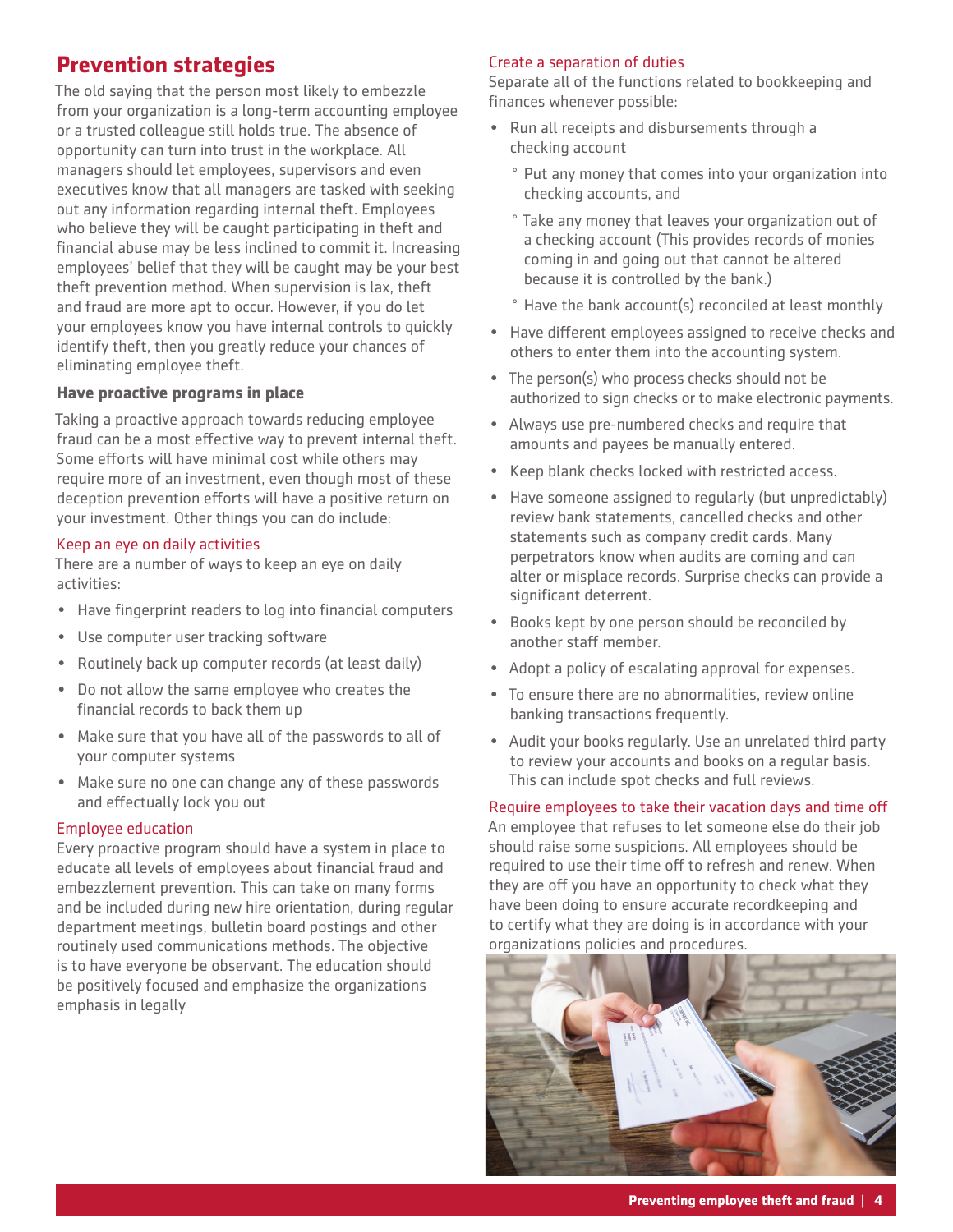## Prevention strategies

The old saying that the person most likely to embezzle from your organization is a long-term accounting employee or a trusted colleague still holds true. The absence of opportunity can turn into trust in the workplace. All managers should let employees, supervisors and even executives know that all managers are tasked with seeking out any information regarding internal theft. Employees who believe they will be caught participating in theft and financial abuse may be less inclined to commit it. Increasing employees' belief that they will be caught may be your best theft prevention method. When supervision is lax, theft and fraud are more apt to occur. However, if you do let your employees know you have internal controls to quickly identify theft, then you greatly reduce your chances of eliminating employee theft.

### Have proactive programs in place

Taking a proactive approach towards reducing employee fraud can be a most effective way to prevent internal theft. Some efforts will have minimal cost while others may require more of an investment, even though most of these deception prevention efforts will have a positive return on your investment. Other things you can do include:

#### Keep an eye on daily activities

There are a number of ways to keep an eye on daily activities:

- Have fingerprint readers to log into financial computers
- Use computer user tracking software
- Routinely back up computer records (at least daily)
- Do not allow the same employee who creates the financial records to back them up
- Make sure that you have all of the passwords to all of your computer systems
- Make sure no one can change any of these passwords and effectually lock you out

#### Employee education

Every proactive program should have a system in place to educate all levels of employees about financial fraud and embezzlement prevention. This can take on many forms and be included during new hire orientation, during regular department meetings, bulletin board postings and other routinely used communications methods. The objective is to have everyone be observant. The education should be positively focused and emphasize the organizations emphasis in legally

#### Create a separation of duties

Separate all of the functions related to bookkeeping and finances whenever possible:

- Run all receipts and disbursements through a checking account
  - Put any money that comes into your organization into checking accounts, and
  - Take any money that leaves your organization out of a checking account (This provides records of monies coming in and going out that cannot be altered because it is controlled by the bank.)
  - Have the bank account(s) reconciled at least monthly
- Have different employees assigned to receive checks and others to enter them into the accounting system.
- The person(s) who process checks should not be authorized to sign checks or to make electronic payments.
- Always use pre-numbered checks and require that amounts and payees be manually entered.
- Keep blank checks locked with restricted access.
- Have someone assigned to regularly (but unpredictably) review bank statements, cancelled checks and other statements such as company credit cards. Many perpetrators know when audits are coming and can alter or misplace records. Surprise checks can provide a significant deterrent.
- Books kept by one person should be reconciled by another staff member.
- Adopt a policy of escalating approval for expenses.
- To ensure there are no abnormalities, review online banking transactions frequently.
- Audit your books regularly. Use an unrelated third party to review your accounts and books on a regular basis. This can include spot checks and full reviews.

#### Require employees to take their vacation days and time off

An employee that refuses to let someone else do their job should raise some suspicions. All employees should be required to use their time off to refresh and renew. When they are off you have an opportunity to check what they have been doing to ensure accurate recordkeeping and to certify what they are doing is in accordance with your organizations policies and procedures.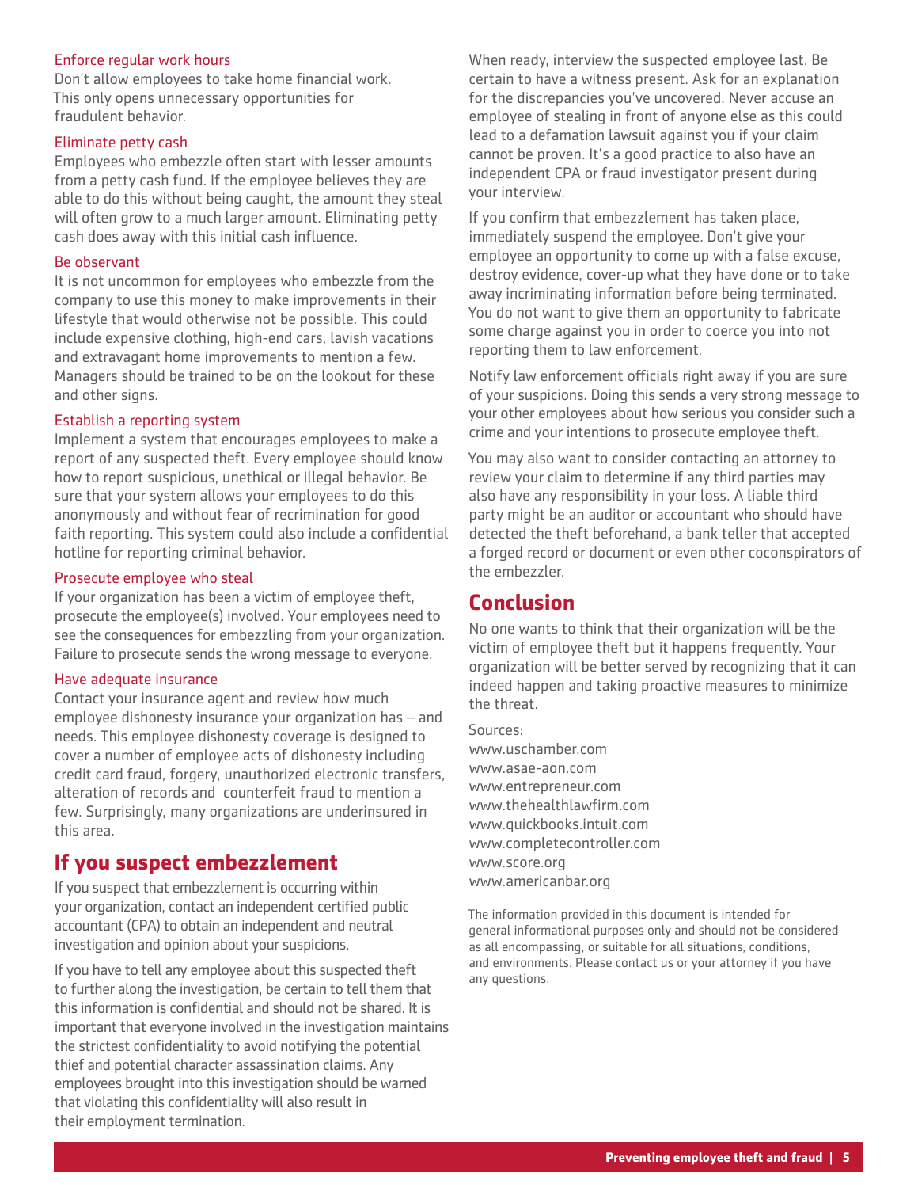### Enforce regular work hours

Don't allow employees to take home financial work. This only opens unnecessary opportunities for fraudulent behavior.

### Eliminate petty cash

Employees who embezzle often start with lesser amounts from a petty cash fund. If the employee believes they are able to do this without being caught, the amount they steal will often grow to a much larger amount. Eliminating petty cash does away with this initial cash influence.

### Be observant

It is not uncommon for employees who embezzle from the company to use this money to make improvements in their lifestyle that would otherwise not be possible. This could include expensive clothing, high-end cars, lavish vacations and extravagant home improvements to mention a few. Managers should be trained to be on the lookout for these and other signs.

### Establish a reporting system

Implement a system that encourages employees to make a report of any suspected theft. Every employee should know how to report suspicious, unethical or illegal behavior. Be sure that your system allows your employees to do this anonymously and without fear of recrimination for good faith reporting. This system could also include a confidential hotline for reporting criminal behavior.

### Prosecute employee who steal

If your organization has been a victim of employee theft, prosecute the employee(s) involved. Your employees need to see the consequences for embezzling from your organization. Failure to prosecute sends the wrong message to everyone.

### Have adequate insurance

Contact your insurance agent and review how much employee dishonesty insurance your organization has – and needs. This employee dishonesty coverage is designed to cover a number of employee acts of dishonesty including credit card fraud, forgery, unauthorized electronic transfers, alteration of records and counterfeit fraud to mention a few. Surprisingly, many organizations are underinsured in this area.

## If you suspect embezzlement

If you suspect that embezzlement is occurring within your organization, contact an independent certified public accountant (CPA) to obtain an independent and neutral investigation and opinion about your suspicions.

If you have to tell any employee about this suspected theft to further along the investigation, be certain to tell them that this information is confidential and should not be shared. It is important that everyone involved in the investigation maintains the strictest confidentiality to avoid notifying the potential thief and potential character assassination claims. Any employees brought into this investigation should be warned that violating this confidentiality will also result in their employment termination.

When ready, interview the suspected employee last. Be certain to have a witness present. Ask for an explanation for the discrepancies you've uncovered. Never accuse an employee of stealing in front of anyone else as this could lead to a defamation lawsuit against you if your claim cannot be proven. It's a good practice to also have an independent CPA or fraud investigator present during your interview.

If you confirm that embezzlement has taken place, immediately suspend the employee. Don't give your employee an opportunity to come up with a false excuse, destroy evidence, cover-up what they have done or to take away incriminating information before being terminated. You do not want to give them an opportunity to fabricate some charge against you in order to coerce you into not reporting them to law enforcement.

Notify law enforcement officials right away if you are sure of your suspicions. Doing this sends a very strong message to your other employees about how serious you consider such a crime and your intentions to prosecute employee theft.

You may also want to consider contacting an attorney to review your claim to determine if any third parties may also have any responsibility in your loss. A liable third party might be an auditor or accountant who should have detected the theft beforehand, a bank teller that accepted a forged record or document or even other coconspirators of the embezzler.

## Conclusion

No one wants to think that their organization will be the victim of employee theft but it happens frequently. Your organization will be better served by recognizing that it can indeed happen and taking proactive measures to minimize the threat.

Sources:
www.uschamber.com
www.asae-aon.com
www.entrepreneur.com
www.thehealthlawfirm.com
www.quickbooks.intuit.com
www.completecontroller.com
www.score.org
www.americanbar.org

The information provided in this document is intended for general informational purposes only and should not be considered as all encompassing, or suitable for all situations, conditions, and environments. Please contact us or your attorney if you have any questions.